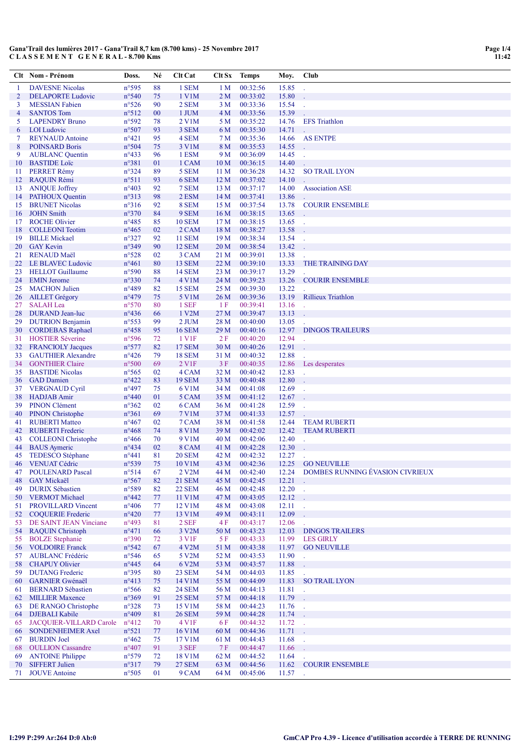**Gana'Trail des lumières 2017 - Gana'Trail 8,7 km (8.700 kms) - 25 Novembre 2017**
**C L A S S E M E N T   G E N E R A L - 8.700 Kms**

| Clt | Nom - Prénom | Doss. | Né | Clt Cat | Clt Sx | Temps | Moy. | Club |
|---|---|---|---|---|---|---|---|---|
| 1 | DAVESNE Nicolas | n°595 | 88 | 1 SEM | 1 M | 00:32:56 | 15.85 | . |
| 2 | DELAPORTE Ludovic | n°540 | 75 | 1 V1M | 2 M | 00:33:02 | 15.80 | . |
| 3 | MESSIAN Fabien | n°526 | 90 | 2 SEM | 3 M | 00:33:36 | 15.54 | . |
| 4 | SANTOS Tom | n°512 | 00 | 1 JUM | 4 M | 00:33:56 | 15.39 | . |
| 5 | LAPENDRY Bruno | n°592 | 78 | 2 V1M | 5 M | 00:35:22 | 14.76 | EFS Triathlon |
| 6 | LOI Ludovic | n°507 | 93 | 3 SEM | 6 M | 00:35:30 | 14.71 | . |
| 7 | REYNAUD Antoine | n°421 | 95 | 4 SEM | 7 M | 00:35:36 | 14.66 | AS ENTPE |
| 8 | POINSARD Boris | n°504 | 75 | 3 V1M | 8 M | 00:35:53 | 14.55 | . |
| 9 | AUBLANC Quentin | n°433 | 96 | 1 ESM | 9 M | 00:36:09 | 14.45 | . |
| 10 | BASTIDE Loïc | n°381 | 01 | 1 CAM | 10 M | 00:36:15 | 14.40 | . |
| 11 | PERRET Rémy | n°324 | 89 | 5 SEM | 11 M | 00:36:28 | 14.32 | SO TRAIL LYON |
| 12 | RAQUIN Rémi | n°511 | 93 | 6 SEM | 12 M | 00:37:02 | 14.10 | . |
| 13 | ANIQUE Joffrey | n°403 | 92 | 7 SEM | 13 M | 00:37:17 | 14.00 | Association ASE |
| 14 | PATHOUX Quentin | n°313 | 98 | 2 ESM | 14 M | 00:37:41 | 13.86 | . |
| 15 | BRUNET Nicolas | n°316 | 92 | 8 SEM | 15 M | 00:37:54 | 13.78 | COURIR ENSEMBLE |
| 16 | JOHN Smith | n°370 | 84 | 9 SEM | 16 M | 00:38:15 | 13.65 | . |
| 17 | ROCHE Olivier | n°485 | 85 | 10 SEM | 17 M | 00:38:15 | 13.65 | . |
| 18 | COLLEONI Teotim | n°465 | 02 | 2 CAM | 18 M | 00:38:27 | 13.58 | . |
| 19 | BILLE Mickael | n°327 | 92 | 11 SEM | 19 M | 00:38:34 | 13.54 | . |
| 20 | GAY Kevin | n°349 | 90 | 12 SEM | 20 M | 00:38:54 | 13.42 | . |
| 21 | RENAUD Maël | n°528 | 02 | 3 CAM | 21 M | 00:39:01 | 13.38 | . |
| 22 | LE BLAVEC Ludovic | n°461 | 80 | 13 SEM | 22 M | 00:39:10 | 13.33 | THE TRAINING DAY |
| 23 | HELLOT Guillaume | n°590 | 88 | 14 SEM | 23 M | 00:39:17 | 13.29 | . |
| 24 | EMIN Jerome | n°330 | 74 | 4 V1M | 24 M | 00:39:23 | 13.26 | COURIR ENSEMBLE |
| 25 | MACHON Julien | n°489 | 82 | 15 SEM | 25 M | 00:39:30 | 13.22 | . |
| 26 | AILLET Grégory | n°479 | 75 | 5 V1M | 26 M | 00:39:36 | 13.19 | Rillieux Triathlon |
| 27 | SALAH Lea | n°570 | 80 | 1 SEF | 1 F | 00:39:41 | 13.16 | . |
| 28 | DURAND Jean-luc | n°436 | 66 | 1 V2M | 27 M | 00:39:47 | 13.13 | . |
| 29 | DUTRION Benjamin | n°553 | 99 | 2 JUM | 28 M | 00:40:00 | 13.05 | . |
| 30 | CORDEBAS Raphael | n°458 | 95 | 16 SEM | 29 M | 00:40:16 | 12.97 | DINGOS TRAILEURS |
| 31 | HOSTIER Séverine | n°596 | 72 | 1 V1F | 2 F | 00:40:20 | 12.94 | . |
| 32 | FRANCIOLY Jacques | n°577 | 82 | 17 SEM | 30 M | 00:40:26 | 12.91 | . |
| 33 | GAUTHIER Alexandre | n°426 | 79 | 18 SEM | 31 M | 00:40:32 | 12.88 | . |
| 34 | GONTHIER Claire | n°500 | 69 | 2 V1F | 3 F | 00:40:35 | 12.86 | Les desperates |
| 35 | BASTIDE Nicolas | n°565 | 02 | 4 CAM | 32 M | 00:40:42 | 12.83 | . |
| 36 | GAD Damien | n°422 | 83 | 19 SEM | 33 M | 00:40:48 | 12.80 | . |
| 37 | VERGNAUD Cyril | n°497 | 75 | 6 V1M | 34 M | 00:41:08 | 12.69 | . |
| 38 | HADJAB Amir | n°440 | 01 | 5 CAM | 35 M | 00:41:12 | 12.67 | . |
| 39 | PINON Clément | n°362 | 02 | 6 CAM | 36 M | 00:41:28 | 12.59 | . |
| 40 | PINON Christophe | n°361 | 69 | 7 V1M | 37 M | 00:41:33 | 12.57 | . |
| 41 | RUBERTI Matteo | n°467 | 02 | 7 CAM | 38 M | 00:41:58 | 12.44 | TEAM RUBERTI |
| 42 | RUBERTI Frederic | n°468 | 74 | 8 V1M | 39 M | 00:42:02 | 12.42 | TEAM RUBERTI |
| 43 | COLLEONI Christophe | n°466 | 70 | 9 V1M | 40 M | 00:42:06 | 12.40 | . |
| 44 | BAUS Aymeric | n°434 | 02 | 8 CAM | 41 M | 00:42:28 | 12.30 | . |
| 45 | TEDESCO Stéphane | n°441 | 81 | 20 SEM | 42 M | 00:42:32 | 12.27 | . |
| 46 | VENUAT Cédric | n°539 | 75 | 10 V1M | 43 M | 00:42:36 | 12.25 | GO NEUVILLE |
| 47 | POULENARD Pascal | n°514 | 67 | 2 V2M | 44 M | 00:42:40 | 12.24 | DOMBES RUNNING ÉVASION CIVRIEUX |
| 48 | GAY Mickaël | n°567 | 82 | 21 SEM | 45 M | 00:42:45 | 12.21 | . |
| 49 | DURIX Sébastien | n°589 | 82 | 22 SEM | 46 M | 00:42:48 | 12.20 | . |
| 50 | VERMOT Michael | n°442 | 77 | 11 V1M | 47 M | 00:43:05 | 12.12 | . |
| 51 | PROVILLARD Vincent | n°406 | 77 | 12 V1M | 48 M | 00:43:08 | 12.11 | . |
| 52 | COQUERIE Frederic | n°420 | 77 | 13 V1M | 49 M | 00:43:11 | 12.09 | . |
| 53 | DE SAINT JEAN Vinciane | n°493 | 81 | 2 SEF | 4 F | 00:43:17 | 12.06 | . |
| 54 | RAQUIN Christoph | n°471 | 66 | 3 V2M | 50 M | 00:43:23 | 12.03 | DINGOS TRAILERS |
| 55 | BOLZE Stephanie | n°390 | 72 | 3 V1F | 5 F | 00:43:33 | 11.99 | LES GIRLY |
| 56 | VOLDOIRE Franck | n°542 | 67 | 4 V2M | 51 M | 00:43:38 | 11.97 | GO NEUVILLE |
| 57 | AUBLANC Frédéric | n°546 | 65 | 5 V2M | 52 M | 00:43:53 | 11.90 | . |
| 58 | CHAPUY Olivier | n°445 | 64 | 6 V2M | 53 M | 00:43:57 | 11.88 | . |
| 59 | DUTANG Frederic | n°395 | 80 | 23 SEM | 54 M | 00:44:03 | 11.85 | . |
| 60 | GARNIER Gwénaël | n°413 | 75 | 14 V1M | 55 M | 00:44:09 | 11.83 | SO TRAIL LYON |
| 61 | BERNARD Sébastien | n°566 | 82 | 24 SEM | 56 M | 00:44:13 | 11.81 | . |
| 62 | MILLIER Maxence | n°369 | 91 | 25 SEM | 57 M | 00:44:18 | 11.79 | . |
| 63 | DE RANGO Christophe | n°328 | 73 | 15 V1M | 58 M | 00:44:23 | 11.76 | . |
| 64 | DJEBALI Kabile | n°409 | 81 | 26 SEM | 59 M | 00:44:28 | 11.74 | . |
| 65 | JACQUIER-VILLARD Carole | n°412 | 70 | 4 V1F | 6 F | 00:44:32 | 11.72 | . |
| 66 | SONDENHEIMER Axel | n°521 | 77 | 16 V1M | 60 M | 00:44:36 | 11.71 | . |
| 67 | BURDIN Joel | n°462 | 75 | 17 V1M | 61 M | 00:44:43 | 11.68 | . |
| 68 | OULLION Cassandre | n°407 | 91 | 3 SEF | 7 F | 00:44:47 | 11.66 | . |
| 69 | ANTOINE Philippe | n°579 | 72 | 18 V1M | 62 M | 00:44:52 | 11.64 | . |
| 70 | SIFFERT Julien | n°317 | 79 | 27 SEM | 63 M | 00:44:56 | 11.62 | COURIR ENSEMBLE |
| 71 | JOUVE Antoine | n°505 | 01 | 9 CAM | 64 M | 00:45:06 | 11.57 | . |

I:299 P:299 Ar:264 D:0 Ab:0

GmCAP Pro 4.39 - Licence d'utilisation accordée à TERRE DE RUNNING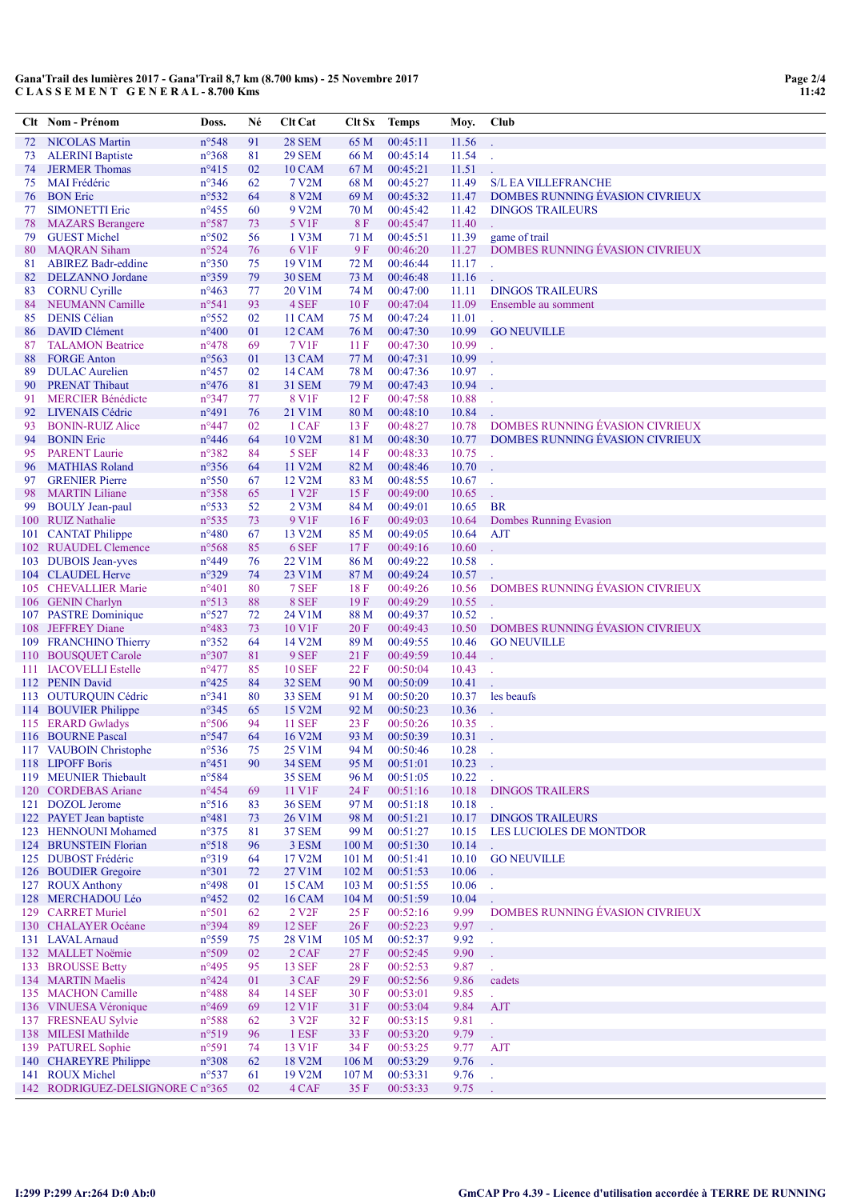**Gana'Trail des lumières 2017 - Gana'Trail 8,7 km (8.700 kms) - 25 Novembre 2017**
**C L A S S E M E N T G E N E R A L - 8.700 Kms**

| Clt | Nom - Prénom | Doss. | Né | Clt Cat | Clt Sx | Temps | Moy. | Club |
|---|---|---|---|---|---|---|---|---|
| 72 | NICOLAS Martin | n°548 | 91 | 28 SEM | 65 M | 00:45:11 | 11.56 | . |
| 73 | ALERINI Baptiste | n°368 | 81 | 29 SEM | 66 M | 00:45:14 | 11.54 | . |
| 74 | JERMER Thomas | n°415 | 02 | 10 CAM | 67 M | 00:45:21 | 11.51 | . |
| 75 | MAI Frédéric | n°346 | 62 | 7 V2M | 68 M | 00:45:27 | 11.49 | S/L EA VILLEFRANCHE |
| 76 | BON Eric | n°532 | 64 | 8 V2M | 69 M | 00:45:32 | 11.47 | DOMBES RUNNING ÉVASION CIVRIEUX |
| 77 | SIMONETTI Eric | n°455 | 60 | 9 V2M | 70 M | 00:45:42 | 11.42 | DINGOS TRAILEURS |
| 78 | MAZARS Berangere | n°587 | 73 | 5 V1F | 8 F | 00:45:47 | 11.40 | . |
| 79 | GUEST Michel | n°502 | 56 | 1 V3M | 71 M | 00:45:51 | 11.39 | game of trail |
| 80 | MAQRAN Siham | n°524 | 76 | 6 V1F | 9 F | 00:46:20 | 11.27 | DOMBES RUNNING ÉVASION CIVRIEUX |
| 81 | ABIREZ Badr-eddine | n°350 | 75 | 19 V1M | 72 M | 00:46:44 | 11.17 | . |
| 82 | DELZANNO Jordane | n°359 | 79 | 30 SEM | 73 M | 00:46:48 | 11.16 | . |
| 83 | CORNU Cyrille | n°463 | 77 | 20 V1M | 74 M | 00:47:00 | 11.11 | DINGOS TRAILEURS |
| 84 | NEUMANN Camille | n°541 | 93 | 4 SEF | 10 F | 00:47:04 | 11.09 | Ensemble au somment |
| 85 | DENIS Célian | n°552 | 02 | 11 CAM | 75 M | 00:47:24 | 11.01 | . |
| 86 | DAVID Clément | n°400 | 01 | 12 CAM | 76 M | 00:47:30 | 10.99 | GO NEUVILLE |
| 87 | TALAMON Beatrice | n°478 | 69 | 7 V1F | 11 F | 00:47:30 | 10.99 | . |
| 88 | FORGE Anton | n°563 | 01 | 13 CAM | 77 M | 00:47:31 | 10.99 | . |
| 89 | DULAC Aurelien | n°457 | 02 | 14 CAM | 78 M | 00:47:36 | 10.97 | . |
| 90 | PRENAT Thibaut | n°476 | 81 | 31 SEM | 79 M | 00:47:43 | 10.94 | . |
| 91 | MERCIER Bénédicte | n°347 | 77 | 8 V1F | 12 F | 00:47:58 | 10.88 | . |
| 92 | LIVENAIS Cédric | n°491 | 76 | 21 V1M | 80 M | 00:48:10 | 10.84 | . |
| 93 | BONIN-RUIZ Alice | n°447 | 02 | 1 CAF | 13 F | 00:48:27 | 10.78 | DOMBES RUNNING ÉVASION CIVRIEUX |
| 94 | BONIN Eric | n°446 | 64 | 10 V2M | 81 M | 00:48:30 | 10.77 | DOMBES RUNNING ÉVASION CIVRIEUX |
| 95 | PARENT Laurie | n°382 | 84 | 5 SEF | 14 F | 00:48:33 | 10.75 | . |
| 96 | MATHIAS Roland | n°356 | 64 | 11 V2M | 82 M | 00:48:46 | 10.70 | . |
| 97 | GRENIER Pierre | n°550 | 67 | 12 V2M | 83 M | 00:48:55 | 10.67 | . |
| 98 | MARTIN Liliane | n°358 | 65 | 1 V2F | 15 F | 00:49:00 | 10.65 | . |
| 99 | BOULY Jean-paul | n°533 | 52 | 2 V3M | 84 M | 00:49:01 | 10.65 | BR |
| 100 | RUIZ Nathalie | n°535 | 73 | 9 V1F | 16 F | 00:49:03 | 10.64 | Dombes Running Evasion |
| 101 | CANTAT Philippe | n°480 | 67 | 13 V2M | 85 M | 00:49:05 | 10.64 | AJT |
| 102 | RUAUDEL Clemence | n°568 | 85 | 6 SEF | 17 F | 00:49:16 | 10.60 | . |
| 103 | DUBOIS Jean-yves | n°449 | 76 | 22 V1M | 86 M | 00:49:22 | 10.58 | . |
| 104 | CLAUDEL Herve | n°329 | 74 | 23 V1M | 87 M | 00:49:24 | 10.57 | . |
| 105 | CHEVALLIER Marie | n°401 | 80 | 7 SEF | 18 F | 00:49:26 | 10.56 | DOMBES RUNNING ÉVASION CIVRIEUX |
| 106 | GENIN Charlyn | n°513 | 88 | 8 SEF | 19 F | 00:49:29 | 10.55 | . |
| 107 | PASTRE Dominique | n°527 | 72 | 24 V1M | 88 M | 00:49:37 | 10.52 | . |
| 108 | JEFFREY Diane | n°483 | 73 | 10 V1F | 20 F | 00:49:43 | 10.50 | DOMBES RUNNING ÉVASION CIVRIEUX |
| 109 | FRANCHINO Thierry | n°352 | 64 | 14 V2M | 89 M | 00:49:55 | 10.46 | GO NEUVILLE |
| 110 | BOUSQUET Carole | n°307 | 81 | 9 SEF | 21 F | 00:49:59 | 10.44 | . |
| 111 | IACOVELLI Estelle | n°477 | 85 | 10 SEF | 22 F | 00:50:04 | 10.43 | . |
| 112 | PENIN David | n°425 | 84 | 32 SEM | 90 M | 00:50:09 | 10.41 | . |
| 113 | OUTURQUIN Cédric | n°341 | 80 | 33 SEM | 91 M | 00:50:20 | 10.37 | les beaufs |
| 114 | BOUVIER Philippe | n°345 | 65 | 15 V2M | 92 M | 00:50:23 | 10.36 | . |
| 115 | ERARD Gwladys | n°506 | 94 | 11 SEF | 23 F | 00:50:26 | 10.35 | . |
| 116 | BOURNE Pascal | n°547 | 64 | 16 V2M | 93 M | 00:50:39 | 10.31 | . |
| 117 | VAUBOIN Christophe | n°536 | 75 | 25 V1M | 94 M | 00:50:46 | 10.28 | . |
| 118 | LIPOFF Boris | n°451 | 90 | 34 SEM | 95 M | 00:51:01 | 10.23 | . |
| 119 | MEUNIER Thiebault | n°584 | | 35 SEM | 96 M | 00:51:05 | 10.22 | . |
| 120 | CORDEBAS Ariane | n°454 | 69 | 11 V1F | 24 F | 00:51:16 | 10.18 | DINGOS TRAILERS |
| 121 | DOZOL Jerome | n°516 | 83 | 36 SEM | 97 M | 00:51:18 | 10.18 | . |
| 122 | PAYET Jean baptiste | n°481 | 73 | 26 V1M | 98 M | 00:51:21 | 10.17 | DINGOS TRAILEURS |
| 123 | HENNOUNI Mohamed | n°375 | 81 | 37 SEM | 99 M | 00:51:27 | 10.15 | LES LUCIOLES DE MONTDOR |
| 124 | BRUNSTEIN Florian | n°518 | 96 | 3 ESM | 100 M | 00:51:30 | 10.14 | . |
| 125 | DUBOST Frédéric | n°319 | 64 | 17 V2M | 101 M | 00:51:41 | 10.10 | GO NEUVILLE |
| 126 | BOUDIER Gregoire | n°301 | 72 | 27 V1M | 102 M | 00:51:53 | 10.06 | . |
| 127 | ROUX Anthony | n°498 | 01 | 15 CAM | 103 M | 00:51:55 | 10.06 | . |
| 128 | MERCHADOU Léo | n°452 | 02 | 16 CAM | 104 M | 00:51:59 | 10.04 | . |
| 129 | CARRET Muriel | n°501 | 62 | 2 V2F | 25 F | 00:52:16 | 9.99 | DOMBES RUNNING ÉVASION CIVRIEUX |
| 130 | CHALAYER Océane | n°394 | 89 | 12 SEF | 26 F | 00:52:23 | 9.97 | . |
| 131 | LAVAL Arnaud | n°559 | 75 | 28 V1M | 105 M | 00:52:37 | 9.92 | . |
| 132 | MALLET Noëmie | n°509 | 02 | 2 CAF | 27 F | 00:52:45 | 9.90 | . |
| 133 | BROUSSE Betty | n°495 | 95 | 13 SEF | 28 F | 00:52:53 | 9.87 | . |
| 134 | MARTIN Maelis | n°424 | 01 | 3 CAF | 29 F | 00:52:56 | 9.86 | cadets |
| 135 | MACHON Camille | n°488 | 84 | 14 SEF | 30 F | 00:53:01 | 9.85 | . |
| 136 | VINUESA Véronique | n°469 | 69 | 12 V1F | 31 F | 00:53:04 | 9.84 | AJT |
| 137 | FRESNEAU Sylvie | n°588 | 62 | 3 V2F | 32 F | 00:53:15 | 9.81 | . |
| 138 | MILESI Mathilde | n°519 | 96 | 1 ESF | 33 F | 00:53:20 | 9.79 | . |
| 139 | PATUREL Sophie | n°591 | 74 | 13 V1F | 34 F | 00:53:25 | 9.77 | AJT |
| 140 | CHAREYRE Philippe | n°308 | 62 | 18 V2M | 106 M | 00:53:29 | 9.76 | . |
| 141 | ROUX Michel | n°537 | 61 | 19 V2M | 107 M | 00:53:31 | 9.76 | . |
| 142 | RODRIGUEZ-DELSIGNORE C | n°365 | 02 | 4 CAF | 35 F | 00:53:33 | 9.75 | . |

I:299 P:299 Ar:264 D:0 Ab:0

GmCAP Pro 4.39 - Licence d'utilisation accordée à TERRE DE RUNNING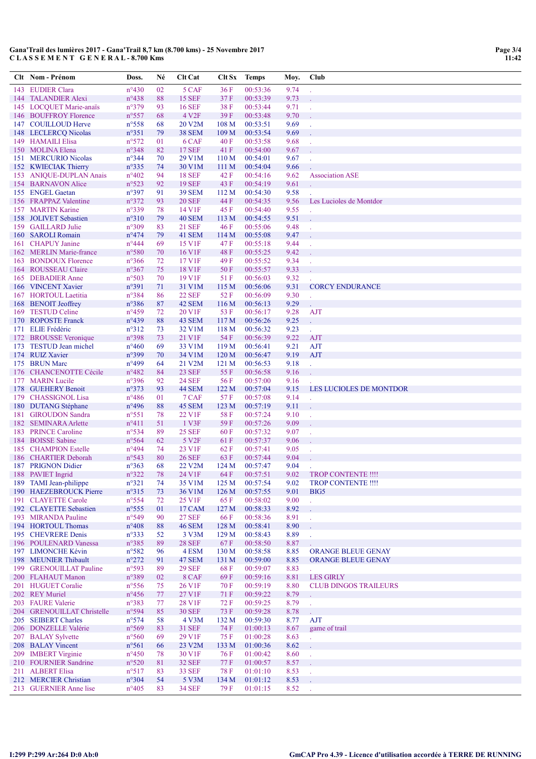**Gana'Trail des lumières 2017 - Gana'Trail 8,7 km (8.700 kms) - 25 Novembre 2017**
**C L A S S E M E N T   G E N E R A L - 8.700 Kms**

| Clt | Nom - Prénom | Doss. | Né | Clt Cat | Clt Sx | Temps | Moy. | Club |
|---|---|---|---|---|---|---|---|---|
| 143 | EUDIER Clara | n°430 | 02 | 5 CAF | 36 F | 00:53:36 | 9.74 | . |
| 144 | TALANDIER Alexi | n°438 | 88 | 15 SEF | 37 F | 00:53:39 | 9.73 | . |
| 145 | LOCQUET Marie-anaïs | n°379 | 93 | 16 SEF | 38 F | 00:53:44 | 9.71 | . |
| 146 | BOUFFROY Florence | n°557 | 68 | 4 V2F | 39 F | 00:53:48 | 9.70 | . |
| 147 | COUILLOUD Herve | n°558 | 68 | 20 V2M | 108 M | 00:53:51 | 9.69 | . |
| 148 | LECLERCQ Nicolas | n°351 | 79 | 38 SEM | 109 M | 00:53:54 | 9.69 | . |
| 149 | HAMAILI Elisa | n°572 | 01 | 6 CAF | 40 F | 00:53:58 | 9.68 | . |
| 150 | MOLINA Elena | n°348 | 82 | 17 SEF | 41 F | 00:54:00 | 9.67 | . |
| 151 | MERCURIO Nicolas | n°344 | 70 | 29 V1M | 110 M | 00:54:01 | 9.67 | . |
| 152 | KWIECIAK Thierry | n°335 | 74 | 30 V1M | 111 M | 00:54:04 | 9.66 | . |
| 153 | ANIQUE-DUPLAN Anais | n°402 | 94 | 18 SEF | 42 F | 00:54:16 | 9.62 | Association ASE |
| 154 | BARNAVON Alice | n°523 | 92 | 19 SEF | 43 F | 00:54:19 | 9.61 | . |
| 155 | ENGEL Gaetan | n°397 | 91 | 39 SEM | 112 M | 00:54:30 | 9.58 | . |
| 156 | FRAPPAZ Valentine | n°372 | 93 | 20 SEF | 44 F | 00:54:35 | 9.56 | Les Lucioles de Montdor |
| 157 | MARTIN Karine | n°339 | 78 | 14 V1F | 45 F | 00:54:40 | 9.55 | . |
| 158 | JOLIVET Sebastien | n°310 | 79 | 40 SEM | 113 M | 00:54:55 | 9.51 | . |
| 159 | GAILLARD Julie | n°309 | 83 | 21 SEF | 46 F | 00:55:06 | 9.48 | . |
| 160 | SAROLI Romain | n°474 | 79 | 41 SEM | 114 M | 00:55:08 | 9.47 | . |
| 161 | CHAPUY Janine | n°444 | 69 | 15 V1F | 47 F | 00:55:18 | 9.44 | . |
| 162 | MERLIN Marie-france | n°580 | 70 | 16 V1F | 48 F | 00:55:25 | 9.42 | . |
| 163 | BONDOUX Florence | n°366 | 72 | 17 V1F | 49 F | 00:55:52 | 9.34 | . |
| 164 | ROUSSEAU Claire | n°367 | 75 | 18 V1F | 50 F | 00:55:57 | 9.33 | . |
| 165 | DEBADIER Anne | n°503 | 70 | 19 V1F | 51 F | 00:56:03 | 9.32 | . |
| 166 | VINCENT Xavier | n°391 | 71 | 31 V1M | 115 M | 00:56:06 | 9.31 | CORCY ENDURANCE |
| 167 | HORTOUL Laetitia | n°384 | 86 | 22 SEF | 52 F | 00:56:09 | 9.30 | . |
| 168 | BENOIT Jeoffrey | n°386 | 87 | 42 SEM | 116 M | 00:56:13 | 9.29 | . |
| 169 | TESTUD Celine | n°459 | 72 | 20 V1F | 53 F | 00:56:17 | 9.28 | AJT |
| 170 | ROPOSTE Franck | n°439 | 88 | 43 SEM | 117 M | 00:56:26 | 9.25 | . |
| 171 | ELIE Frédéric | n°312 | 73 | 32 V1M | 118 M | 00:56:32 | 9.23 | . |
| 172 | BROUSSE Veronique | n°398 | 73 | 21 V1F | 54 F | 00:56:39 | 9.22 | AJT |
| 173 | TESTUD Jean michel | n°460 | 69 | 33 V1M | 119 M | 00:56:41 | 9.21 | AJT |
| 174 | RUIZ Xavier | n°399 | 70 | 34 V1M | 120 M | 00:56:47 | 9.19 | AJT |
| 175 | BRUN Marc | n°499 | 64 | 21 V2M | 121 M | 00:56:53 | 9.18 | . |
| 176 | CHANCENOTTE Cécile | n°482 | 84 | 23 SEF | 55 F | 00:56:58 | 9.16 | . |
| 177 | MARIN Lucile | n°396 | 92 | 24 SEF | 56 F | 00:57:00 | 9.16 | . |
| 178 | GUEHERY Benoit | n°373 | 93 | 44 SEM | 122 M | 00:57:04 | 9.15 | LES LUCIOLES DE MONTDOR |
| 179 | CHASSIGNOL Lisa | n°486 | 01 | 7 CAF | 57 F | 00:57:08 | 9.14 | . |
| 180 | DUTANG Stéphane | n°496 | 88 | 45 SEM | 123 M | 00:57:19 | 9.11 | . |
| 181 | GIROUDON Sandra | n°551 | 78 | 22 V1F | 58 F | 00:57:24 | 9.10 | . |
| 182 | SEMINARA Arlette | n°411 | 51 | 1 V3F | 59 F | 00:57:26 | 9.09 | . |
| 183 | PRINCE Caroline | n°534 | 89 | 25 SEF | 60 F | 00:57:32 | 9.07 | . |
| 184 | BOISSE Sabine | n°564 | 62 | 5 V2F | 61 F | 00:57:37 | 9.06 | . |
| 185 | CHAMPION Estelle | n°494 | 74 | 23 V1F | 62 F | 00:57:41 | 9.05 | . |
| 186 | CHARTIER Deborah | n°543 | 80 | 26 SEF | 63 F | 00:57:44 | 9.04 | . |
| 187 | PRIGNON Didier | n°363 | 68 | 22 V2M | 124 M | 00:57:47 | 9.04 | . |
| 188 | PAVIET Ingrid | n°322 | 78 | 24 V1F | 64 F | 00:57:51 | 9.02 | TROP CONTENTE !!!! |
| 189 | TAMI Jean-philippe | n°321 | 74 | 35 V1M | 125 M | 00:57:54 | 9.02 | TROP CONTENTE !!!! |
| 190 | HAEZEBROUCK Pierre | n°315 | 73 | 36 V1M | 126 M | 00:57:55 | 9.01 | BIG5 |
| 191 | CLAYETTE Carole | n°554 | 72 | 25 V1F | 65 F | 00:58:02 | 9.00 | . |
| 192 | CLAYETTE Sebastien | n°555 | 01 | 17 CAM | 127 M | 00:58:33 | 8.92 | . |
| 193 | MIRANDA Pauline | n°549 | 90 | 27 SEF | 66 F | 00:58:36 | 8.91 | . |
| 194 | HORTOUL Thomas | n°408 | 88 | 46 SEM | 128 M | 00:58:41 | 8.90 | . |
| 195 | CHEVRERE Denis | n°333 | 52 | 3 V3M | 129 M | 00:58:43 | 8.89 | . |
| 196 | POULENARD Vanessa | n°385 | 89 | 28 SEF | 67 F | 00:58:50 | 8.87 | . |
| 197 | LIMONCHE Kévin | n°582 | 96 | 4 ESM | 130 M | 00:58:58 | 8.85 | ORANGE BLEUE GENAY |
| 198 | MEUNIER Thibault | n°272 | 91 | 47 SEM | 131 M | 00:59:00 | 8.85 | ORANGE BLEUE GENAY |
| 199 | GRENOUILLAT Pauline | n°593 | 89 | 29 SEF | 68 F | 00:59:07 | 8.83 | . |
| 200 | FLAHAUT Manon | n°389 | 02 | 8 CAF | 69 F | 00:59:16 | 8.81 | LES GIRLY |
| 201 | HUGUET Coralie | n°556 | 75 | 26 V1F | 70 F | 00:59:19 | 8.80 | CLUB DINGOS TRAILEURS |
| 202 | REY Muriel | n°456 | 77 | 27 V1F | 71 F | 00:59:22 | 8.79 | . |
| 203 | FAURE Valerie | n°383 | 77 | 28 V1F | 72 F | 00:59:25 | 8.79 | . |
| 204 | GRENOUILLAT Christelle | n°594 | 85 | 30 SEF | 73 F | 00:59:28 | 8.78 | . |
| 205 | SEIBERT Charles | n°574 | 58 | 4 V3M | 132 M | 00:59:30 | 8.77 | AJT |
| 206 | DONZELLE Valérie | n°569 | 83 | 31 SEF | 74 F | 01:00:13 | 8.67 | game of trail |
| 207 | BALAY Sylvette | n°560 | 69 | 29 V1F | 75 F | 01:00:28 | 8.63 | . |
| 208 | BALAY Vincent | n°561 | 66 | 23 V2M | 133 M | 01:00:36 | 8.62 | . |
| 209 | IMBERT Virginie | n°450 | 78 | 30 V1F | 76 F | 01:00:42 | 8.60 | . |
| 210 | FOURNIER Sandrine | n°520 | 81 | 32 SEF | 77 F | 01:00:57 | 8.57 | . |
| 211 | ALBERT Elisa | n°517 | 83 | 33 SEF | 78 F | 01:01:10 | 8.53 | . |
| 212 | MERCIER Christian | n°304 | 54 | 5 V3M | 134 M | 01:01:12 | 8.53 | . |
| 213 | GUERNIER Anne lise | n°405 | 83 | 34 SEF | 79 F | 01:01:15 | 8.52 | . |

I:299 P:299 Ar:264 D:0 Ab:0

GmCAP Pro 4.39 - Licence d'utilisation accordée à TERRE DE RUNNING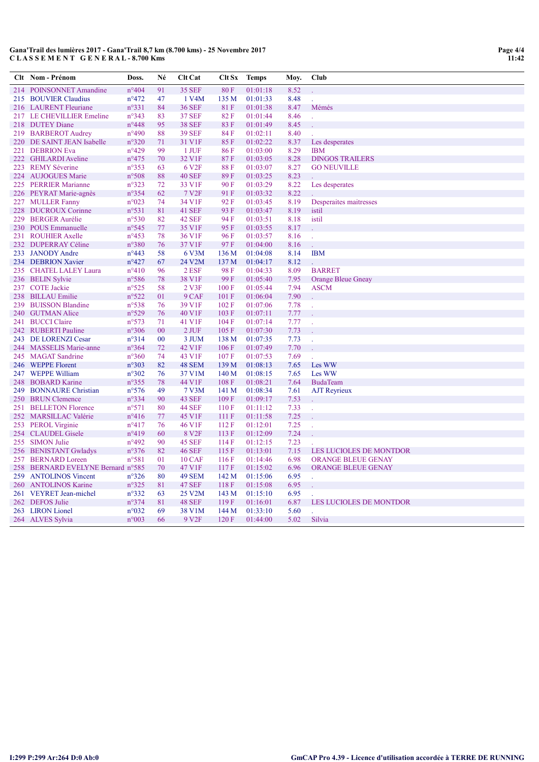**Gana'Trail des lumières 2017 - Gana'Trail 8,7 km (8.700 kms) - 25 Novembre 2017**
**C L A S S E M E N T G E N E R A L - 8.700 Kms**

| Clt | Nom - Prénom | Doss. | Né | Clt Cat | Clt Sx | Temps | Moy. | Club |
|---|---|---|---|---|---|---|---|---|
| 214 | POINSONNET Amandine | n°404 | 91 | 35 SEF | 80 F | 01:01:18 | 8.52 | . |
| 215 | BOUVIER Claudius | n°472 | 47 | 1 V4M | 135 M | 01:01:33 | 8.48 | . |
| 216 | LAURENT Fleuriane | n°331 | 84 | 36 SEF | 81 F | 01:01:38 | 8.47 | Mémés |
| 217 | LE CHEVILLIER Emeline | n°343 | 83 | 37 SEF | 82 F | 01:01:44 | 8.46 | . |
| 218 | DUTEY Diane | n°448 | 95 | 38 SEF | 83 F | 01:01:49 | 8.45 | . |
| 219 | BARBEROT Audrey | n°490 | 88 | 39 SEF | 84 F | 01:02:11 | 8.40 | . |
| 220 | DE SAINT JEAN Isabelle | n°320 | 71 | 31 V1F | 85 F | 01:02:22 | 8.37 | Les desperates |
| 221 | DEBRION Eva | n°429 | 99 | 1 JUF | 86 F | 01:03:00 | 8.29 | IBM |
| 222 | GHILARDI Aveline | n°475 | 70 | 32 V1F | 87 F | 01:03:05 | 8.28 | DINGOS TRAILERS |
| 223 | REMY Séverine | n°353 | 63 | 6 V2F | 88 F | 01:03:07 | 8.27 | GO NEUVILLE |
| 224 | AUJOGUES Marie | n°508 | 88 | 40 SEF | 89 F | 01:03:25 | 8.23 | . |
| 225 | PERRIER Marianne | n°323 | 72 | 33 V1F | 90 F | 01:03:29 | 8.22 | Les desperates |
| 226 | PEYRAT Marie-agnès | n°354 | 62 | 7 V2F | 91 F | 01:03:32 | 8.22 | . |
| 227 | MULLER Fanny | n°023 | 74 | 34 V1F | 92 F | 01:03:45 | 8.19 | Desperaites maitresses |
| 228 | DUCROUX Corinne | n°531 | 81 | 41 SEF | 93 F | 01:03:47 | 8.19 | istil |
| 229 | BERGER Aurélie | n°530 | 82 | 42 SEF | 94 F | 01:03:51 | 8.18 | istil |
| 230 | POUS Emmanuelle | n°545 | 77 | 35 V1F | 95 F | 01:03:55 | 8.17 | . |
| 231 | ROUHIER Axelle | n°453 | 78 | 36 V1F | 96 F | 01:03:57 | 8.16 | . |
| 232 | DUPERRAY Céline | n°380 | 76 | 37 V1F | 97 F | 01:04:00 | 8.16 | . |
| 233 | JANODY Andre | n°443 | 58 | 6 V3M | 136 M | 01:04:08 | 8.14 | IBM |
| 234 | DEBRION Xavier | n°427 | 67 | 24 V2M | 137 M | 01:04:17 | 8.12 | . |
| 235 | CHATEL LALEY Laura | n°410 | 96 | 2 ESF | 98 F | 01:04:33 | 8.09 | BARRET |
| 236 | BELIN Sylvie | n°586 | 78 | 38 V1F | 99 F | 01:05:40 | 7.95 | Orange Bleue Gneay |
| 237 | COTE Jackie | n°525 | 58 | 2 V3F | 100 F | 01:05:44 | 7.94 | ASCM |
| 238 | BILLAU Emilie | n°522 | 01 | 9 CAF | 101 F | 01:06:04 | 7.90 | . |
| 239 | BUISSON Blandine | n°538 | 76 | 39 V1F | 102 F | 01:07:06 | 7.78 | . |
| 240 | GUTMAN Alice | n°529 | 76 | 40 V1F | 103 F | 01:07:11 | 7.77 | . |
| 241 | BUCCI Claire | n°573 | 71 | 41 V1F | 104 F | 01:07:14 | 7.77 | . |
| 242 | RUBERTI Pauline | n°306 | 00 | 2 JUF | 105 F | 01:07:30 | 7.73 | . |
| 243 | DE LORENZI Cesar | n°314 | 00 | 3 JUM | 138 M | 01:07:35 | 7.73 | . |
| 244 | MASSELIS Marie-anne | n°364 | 72 | 42 V1F | 106 F | 01:07:49 | 7.70 | . |
| 245 | MAGAT Sandrine | n°360 | 74 | 43 V1F | 107 F | 01:07:53 | 7.69 | . |
| 246 | WEPPE Florent | n°303 | 82 | 48 SEM | 139 M | 01:08:13 | 7.65 | Les WW |
| 247 | WEPPE William | n°302 | 76 | 37 V1M | 140 M | 01:08:15 | 7.65 | Les WW |
| 248 | BOBARD Karine | n°355 | 78 | 44 V1F | 108 F | 01:08:21 | 7.64 | BudaTeam |
| 249 | BONNAURE Christian | n°576 | 49 | 7 V3M | 141 M | 01:08:34 | 7.61 | AJT Reyrieux |
| 250 | BRUN Clemence | n°334 | 90 | 43 SEF | 109 F | 01:09:17 | 7.53 | . |
| 251 | BELLETON Florence | n°571 | 80 | 44 SEF | 110 F | 01:11:12 | 7.33 | . |
| 252 | MARSILLAC Valérie | n°416 | 77 | 45 V1F | 111 F | 01:11:58 | 7.25 | . |
| 253 | PEROL Virginie | n°417 | 76 | 46 V1F | 112 F | 01:12:01 | 7.25 | . |
| 254 | CLAUDEL Gisele | n°419 | 60 | 8 V2F | 113 F | 01:12:09 | 7.24 | . |
| 255 | SIMON Julie | n°492 | 90 | 45 SEF | 114 F | 01:12:15 | 7.23 | . |
| 256 | BENISTANT Gwladys | n°376 | 82 | 46 SEF | 115 F | 01:13:01 | 7.15 | LES LUCIOLES DE MONTDOR |
| 257 | BERNARD Loreen | n°581 | 01 | 10 CAF | 116 F | 01:14:46 | 6.98 | ORANGE BLEUE GENAY |
| 258 | BERNARD EVELYNE Bernard | n°585 | 70 | 47 V1F | 117 F | 01:15:02 | 6.96 | ORANGE BLEUE GENAY |
| 259 | ANTOLINOS Vincent | n°326 | 80 | 49 SEM | 142 M | 01:15:06 | 6.95 | . |
| 260 | ANTOLINOS Karine | n°325 | 81 | 47 SEF | 118 F | 01:15:08 | 6.95 | . |
| 261 | VEYRET Jean-michel | n°332 | 63 | 25 V2M | 143 M | 01:15:10 | 6.95 | . |
| 262 | DEFOS Julie | n°374 | 81 | 48 SEF | 119 F | 01:16:01 | 6.87 | LES LUCIOLES DE MONTDOR |
| 263 | LIRON Lionel | n°032 | 69 | 38 V1M | 144 M | 01:33:10 | 5.60 | . |
| 264 | ALVES Sylvia | n°003 | 66 | 9 V2F | 120 F | 01:44:00 | 5.02 | Silvia |

I:299 P:299 Ar:264 D:0 Ab:0